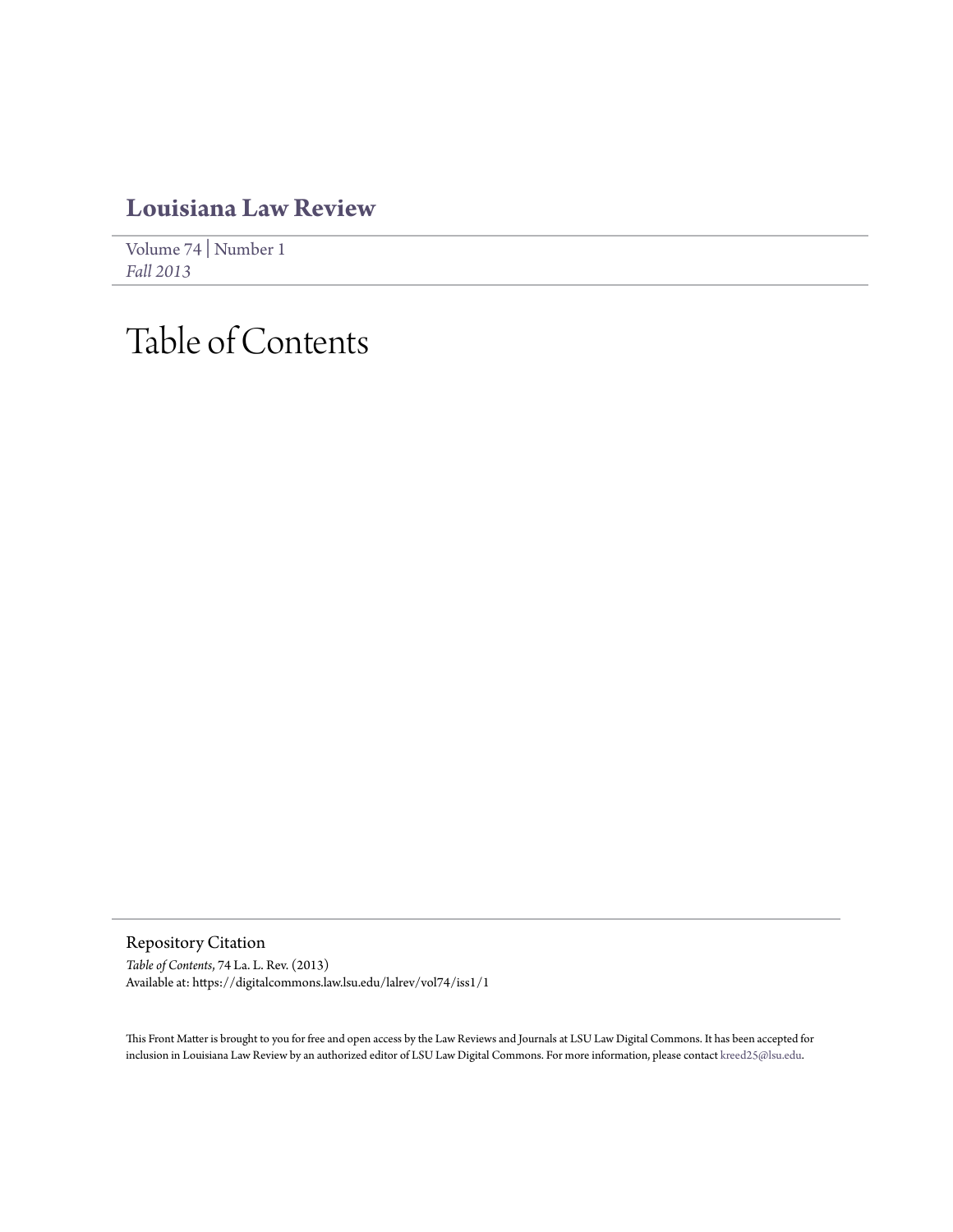## Louisiana Law Review

Volume 74 | Number 1
*Fall 2013*

# Table of Contents

### Repository Citation

*Table of Contents*, 74 La. L. Rev. (2013)
Available at: https://digitalcommons.law.lsu.edu/lalrev/vol74/iss1/1

This Front Matter is brought to you for free and open access by the Law Reviews and Journals at LSU Law Digital Commons. It has been accepted for inclusion in Louisiana Law Review by an authorized editor of LSU Law Digital Commons. For more information, please contact kreed25@lsu.edu.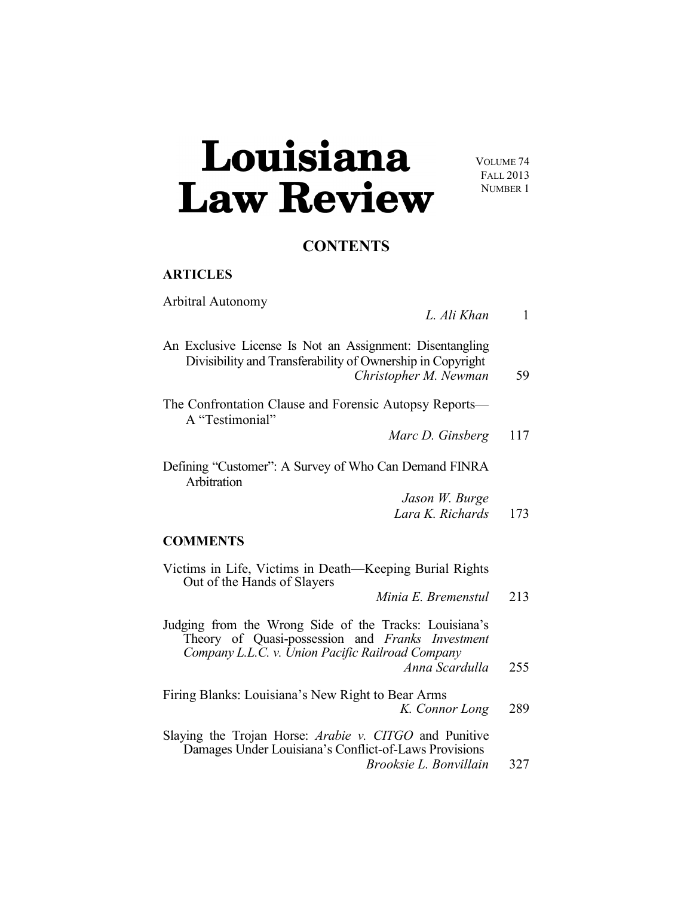# Louisiana Law Review

VOLUME 74
FALL 2013
NUMBER 1

## CONTENTS

### ARTICLES

Arbitral Autonomy
*L. Ali Khan* 1

An Exclusive License Is Not an Assignment: Disentangling Divisibility and Transferability of Ownership in Copyright
*Christopher M. Newman* 59

The Confrontation Clause and Forensic Autopsy Reports—A "Testimonial"
*Marc D. Ginsberg* 117

Defining "Customer": A Survey of Who Can Demand FINRA Arbitration
*Jason W. Burge*
*Lara K. Richards* 173

### COMMENTS

Victims in Life, Victims in Death—Keeping Burial Rights Out of the Hands of Slayers
*Minia E. Bremenstul* 213

Judging from the Wrong Side of the Tracks: Louisiana's Theory of Quasi-possession and *Franks Investment Company L.L.C. v. Union Pacific Railroad Company*
*Anna Scardulla* 255

Firing Blanks: Louisiana's New Right to Bear Arms
*K. Connor Long* 289

Slaying the Trojan Horse: *Arabie v. CITGO* and Punitive Damages Under Louisiana's Conflict-of-Laws Provisions
*Brooksie L. Bonvillain* 327